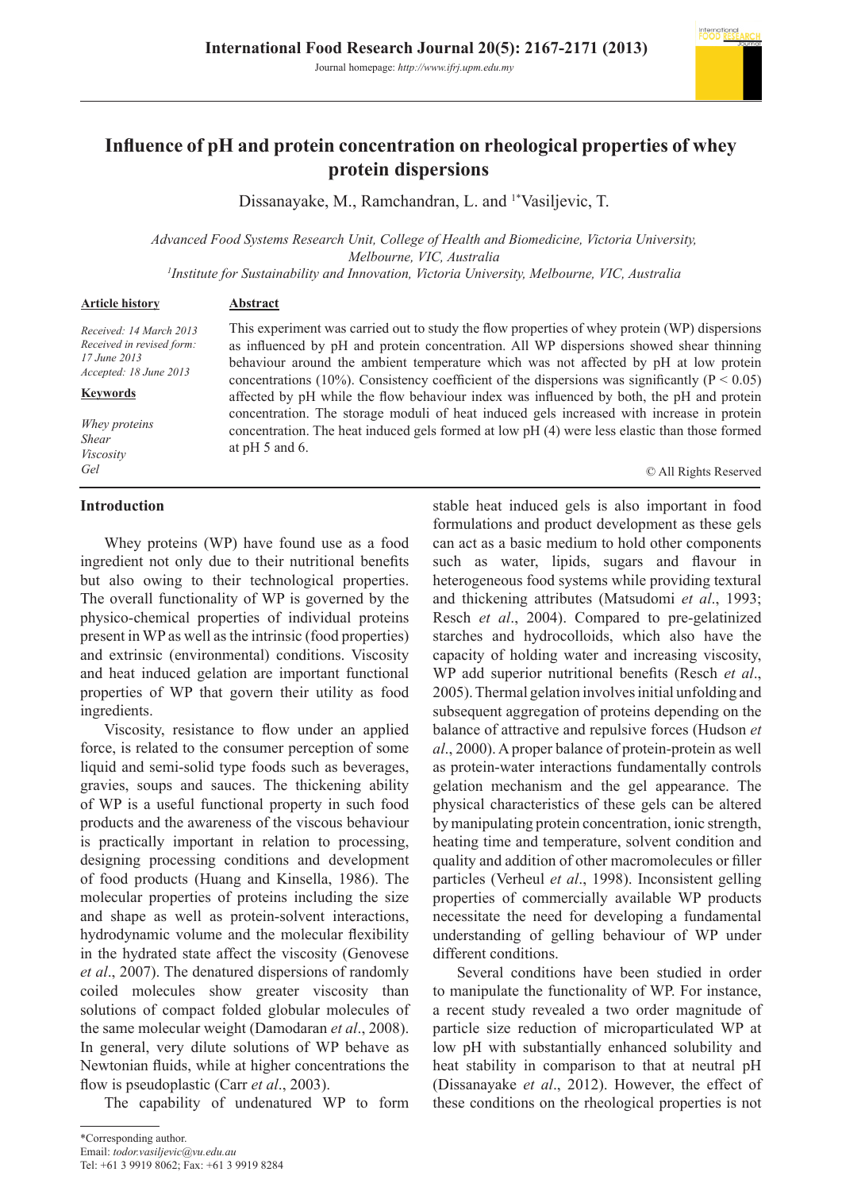# Influence of pH and protein concentration on rheological properties of whey protein dispersions

Dissanayake, M., Ramchandran, L. and [1*]Vasiljevic, T.

*Advanced Food Systems Research Unit, College of Health and Biomedicine, Victoria University, Melbourne, VIC, Australia*
*[1]Institute for Sustainability and Innovation, Victoria University, Melbourne, VIC, Australia*

**Article history**

*Received: 14 March 2013*
*Received in revised form: 17 June 2013*
*Accepted: 18 June 2013*

**Keywords**

*Whey proteins*
*Shear*
*Viscosity*
*Gel*

**Abstract**

This experiment was carried out to study the flow properties of whey protein (WP) dispersions as influenced by pH and protein concentration. All WP dispersions showed shear thinning behaviour around the ambient temperature which was not affected by pH at low protein concentrations (10%). Consistency coefficient of the dispersions was significantly ($P < 0.05$) affected by pH while the flow behaviour index was influenced by both, the pH and protein concentration. The storage moduli of heat induced gels increased with increase in protein concentration. The heat induced gels formed at low pH (4) were less elastic than those formed at pH 5 and 6.

© All Rights Reserved

## Introduction

Whey proteins (WP) have found use as a food ingredient not only due to their nutritional benefits but also owing to their technological properties. The overall functionality of WP is governed by the physico-chemical properties of individual proteins present in WP as well as the intrinsic (food properties) and extrinsic (environmental) conditions. Viscosity and heat induced gelation are important functional properties of WP that govern their utility as food ingredients.

Viscosity, resistance to flow under an applied force, is related to the consumer perception of some liquid and semi-solid type foods such as beverages, gravies, soups and sauces. The thickening ability of WP is a useful functional property in such food products and the awareness of the viscous behaviour is practically important in relation to processing, designing processing conditions and development of food products (Huang and Kinsella, 1986). The molecular properties of proteins including the size and shape as well as protein-solvent interactions, hydrodynamic volume and the molecular flexibility in the hydrated state affect the viscosity (Genovese *et al*., 2007). The denatured dispersions of randomly coiled molecules show greater viscosity than solutions of compact folded globular molecules of the same molecular weight (Damodaran *et al*., 2008). In general, very dilute solutions of WP behave as Newtonian fluids, while at higher concentrations the flow is pseudoplastic (Carr *et al*., 2003).

The capability of undenatured WP to form stable heat induced gels is also important in food formulations and product development as these gels can act as a basic medium to hold other components such as water, lipids, sugars and flavour in heterogeneous food systems while providing textural and thickening attributes (Matsudomi *et al*., 1993; Resch *et al*., 2004). Compared to pre-gelatinized starches and hydrocolloids, which also have the capacity of holding water and increasing viscosity, WP add superior nutritional benefits (Resch *et al*., 2005). Thermal gelation involves initial unfolding and subsequent aggregation of proteins depending on the balance of attractive and repulsive forces (Hudson *et al*., 2000). A proper balance of protein-protein as well as protein-water interactions fundamentally controls gelation mechanism and the gel appearance. The physical characteristics of these gels can be altered by manipulating protein concentration, ionic strength, heating time and temperature, solvent condition and quality and addition of other macromolecules or filler particles (Verheul *et al*., 1998). Inconsistent gelling properties of commercially available WP products necessitate the need for developing a fundamental understanding of gelling behaviour of WP under different conditions.

Several conditions have been studied in order to manipulate the functionality of WP. For instance, a recent study revealed a two order magnitude of particle size reduction of microparticulated WP at low pH with substantially enhanced solubility and heat stability in comparison to that at neutral pH (Dissanayake *et al*., 2012). However, the effect of these conditions on the rheological properties is not

---

*Corresponding author.
Email: *todor.vasiljevic@vu.edu.au*
Tel: +61 3 9919 8062; Fax: +61 3 9919 8284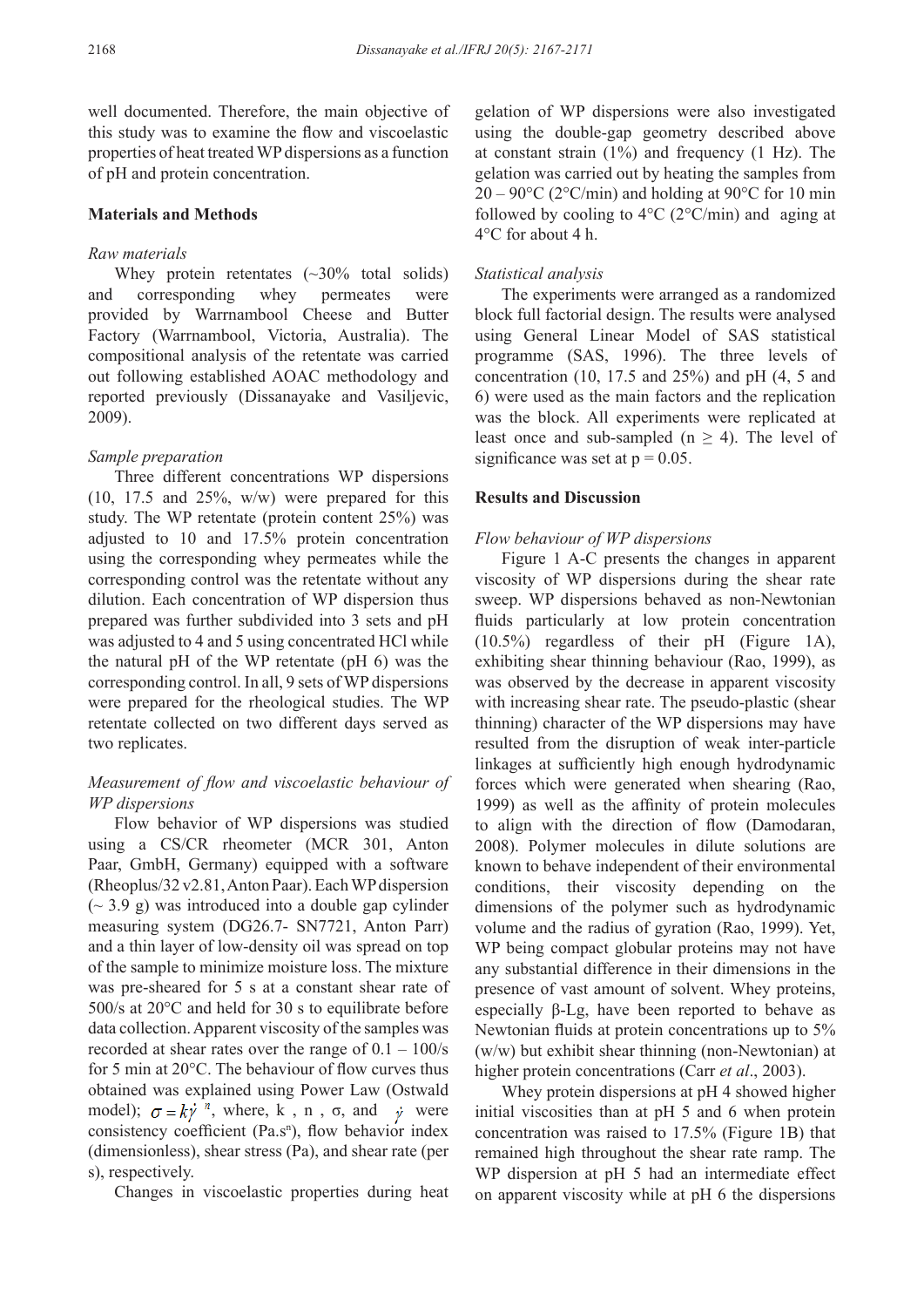well documented. Therefore, the main objective of this study was to examine the flow and viscoelastic properties of heat treated WP dispersions as a function of pH and protein concentration.

## Materials and Methods

### *Raw materials*

Whey protein retentates (~30% total solids) and corresponding whey permeates were provided by Warrnambool Cheese and Butter Factory (Warrnambool, Victoria, Australia). The compositional analysis of the retentate was carried out following established AOAC methodology and reported previously (Dissanayake and Vasiljevic, 2009).

### *Sample preparation*

Three different concentrations WP dispersions (10, 17.5 and 25%, w/w) were prepared for this study. The WP retentate (protein content 25%) was adjusted to 10 and 17.5% protein concentration using the corresponding whey permeates while the corresponding control was the retentate without any dilution. Each concentration of WP dispersion thus prepared was further subdivided into 3 sets and pH was adjusted to 4 and 5 using concentrated HCl while the natural pH of the WP retentate (pH 6) was the corresponding control. In all, 9 sets of WP dispersions were prepared for the rheological studies. The WP retentate collected on two different days served as two replicates.

### *Measurement of flow and viscoelastic behaviour of WP dispersions*

Flow behavior of WP dispersions was studied using a CS/CR rheometer (MCR 301, Anton Paar, GmbH, Germany) equipped with a software (Rheoplus/32 v2.81, Anton Paar). Each WP dispersion (~ 3.9 g) was introduced into a double gap cylinder measuring system (DG26.7- SN7721, Anton Parr) and a thin layer of low-density oil was spread on top of the sample to minimize moisture loss. The mixture was pre-sheared for 5 s at a constant shear rate of 500/s at 20°C and held for 30 s to equilibrate before data collection. Apparent viscosity of the samples was recorded at shear rates over the range of 0.1 – 100/s for 5 min at 20°C. The behaviour of flow curves thus obtained was explained using Power Law (Ostwald model); $\sigma = k\dot{\gamma}^{n}$, where, k , n , σ, and $\dot{\gamma}$ were consistency coefficient (Pa.s$^n$), flow behavior index (dimensionless), shear stress (Pa), and shear rate (per s), respectively.

Changes in viscoelastic properties during heat gelation of WP dispersions were also investigated using the double-gap geometry described above at constant strain (1%) and frequency (1 Hz). The gelation was carried out by heating the samples from 20 – 90°C (2°C/min) and holding at 90°C for 10 min followed by cooling to 4°C (2°C/min) and aging at 4°C for about 4 h.

### *Statistical analysis*

The experiments were arranged as a randomized block full factorial design. The results were analysed using General Linear Model of SAS statistical programme (SAS, 1996). The three levels of concentration (10, 17.5 and 25%) and pH (4, 5 and 6) were used as the main factors and the replication was the block. All experiments were replicated at least once and sub-sampled ($n \geq 4$). The level of significance was set at $p = 0.05$.

## Results and Discussion

### *Flow behaviour of WP dispersions*

Figure 1 A-C presents the changes in apparent viscosity of WP dispersions during the shear rate sweep. WP dispersions behaved as non-Newtonian fluids particularly at low protein concentration (10.5%) regardless of their pH (Figure 1A), exhibiting shear thinning behaviour (Rao, 1999), as was observed by the decrease in apparent viscosity with increasing shear rate. The pseudo-plastic (shear thinning) character of the WP dispersions may have resulted from the disruption of weak inter-particle linkages at sufficiently high enough hydrodynamic forces which were generated when shearing (Rao, 1999) as well as the affinity of protein molecules to align with the direction of flow (Damodaran, 2008). Polymer molecules in dilute solutions are known to behave independent of their environmental conditions, their viscosity depending on the dimensions of the polymer such as hydrodynamic volume and the radius of gyration (Rao, 1999). Yet, WP being compact globular proteins may not have any substantial difference in their dimensions in the presence of vast amount of solvent. Whey proteins, especially β-Lg, have been reported to behave as Newtonian fluids at protein concentrations up to 5% (w/w) but exhibit shear thinning (non-Newtonian) at higher protein concentrations (Carr *et al*., 2003).

Whey protein dispersions at pH 4 showed higher initial viscosities than at pH 5 and 6 when protein concentration was raised to 17.5% (Figure 1B) that remained high throughout the shear rate ramp. The WP dispersion at pH 5 had an intermediate effect on apparent viscosity while at pH 6 the dispersions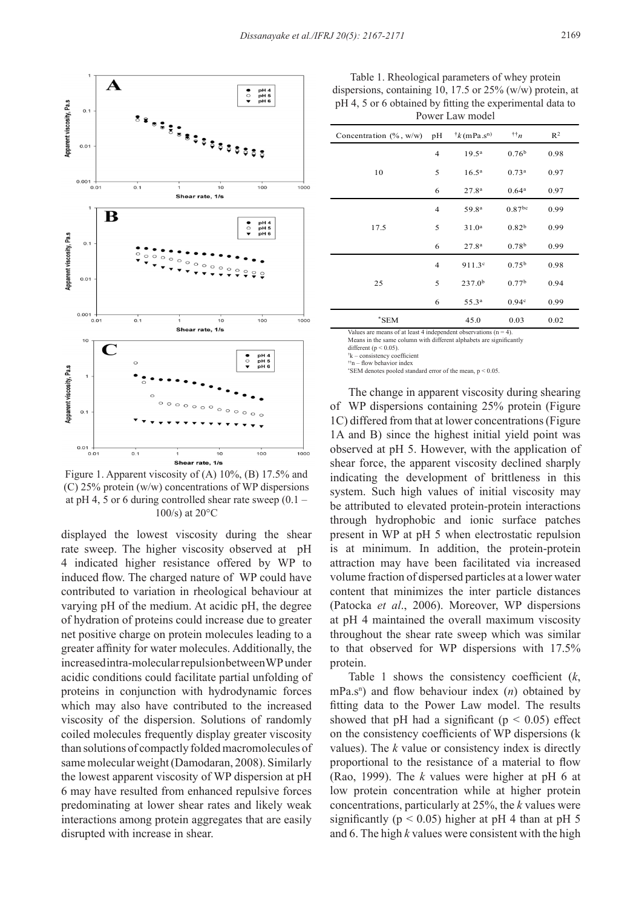Figure 1. Apparent viscosity of (A) 10%, (B) 17.5% and (C) 25% protein (w/w) concentrations of WP dispersions at pH 4, 5 or 6 during controlled shear rate sweep (0.1 – 100/s) at 20°C

displayed the lowest viscosity during the shear rate sweep. The higher viscosity observed at pH 4 indicated higher resistance offered by WP to induced flow. The charged nature of WP could have contributed to variation in rheological behaviour at varying pH of the medium. At acidic pH, the degree of hydration of proteins could increase due to greater net positive charge on protein molecules leading to a greater affinity for water molecules. Additionally, the increased intra-molecular repulsion between WP under acidic conditions could facilitate partial unfolding of proteins in conjunction with hydrodynamic forces which may also have contributed to the increased viscosity of the dispersion. Solutions of randomly coiled molecules frequently display greater viscosity than solutions of compactly folded macromolecules of same molecular weight (Damodaran, 2008). Similarly the lowest apparent viscosity of WP dispersion at pH 6 may have resulted from enhanced repulsive forces predominating at lower shear rates and likely weak interactions among protein aggregates that are easily disrupted with increase in shear.

Table 1. Rheological parameters of whey protein dispersions, containing 10, 17.5 or 25% (w/w) protein, at pH 4, 5 or 6 obtained by fitting the experimental data to Power Law model

| Concentration (%, w/w) | pH | [†] $k$ (mPa.s[n]) | [††] $n$ | $R^2$ |
|---|---|---|---|---|
| 10 | 4 | 19.5[a] | 0.76[b] | 0.98 |
| | 5 | 16.5[a] | 0.73[a] | 0.97 |
| | 6 | 27.8[a] | 0.64[a] | 0.97 |
| 17.5 | 4 | 59.8[a] | 0.87[bc] | 0.99 |
| | 5 | 31.0[a] | 0.82[b] | 0.99 |
| | 6 | 27.8[a] | 0.78[b] | 0.99 |
| 25 | 4 | 911.3[c] | 0.75[b] | 0.98 |
| | 5 | 237.0[b] | 0.77[b] | 0.94 |
| | 6 | 55.3[a] | 0.94[c] | 0.99 |
| [*] SEM | | 45.0 | 0.03 | 0.02 |

Values are means of at least 4 independent observations (n = 4).
Means in the same column with different alphabets are significantly different ($p < 0.05$).
[†] k – consistency coefficient
[††] n – flow behavior index
[*] SEM denotes pooled standard error of the mean, $p < 0.05$.

The change in apparent viscosity during shearing of WP dispersions containing 25% protein (Figure 1C) differed from that at lower concentrations (Figure 1A and B) since the highest initial yield point was observed at pH 5. However, with the application of shear force, the apparent viscosity declined sharply indicating the development of brittleness in this system. Such high values of initial viscosity may be attributed to elevated protein-protein interactions through hydrophobic and ionic surface patches present in WP at pH 5 when electrostatic repulsion is at minimum. In addition, the protein-protein attraction may have been facilitated via increased volume fraction of dispersed particles at a lower water content that minimizes the inter particle distances (Patocka *et al*., 2006). Moreover, WP dispersions at pH 4 maintained the overall maximum viscosity throughout the shear rate sweep which was similar to that observed for WP dispersions with 17.5% protein.

Table 1 shows the consistency coefficient ($k$, mPa.s$^n$) and flow behaviour index ($n$) obtained by fitting data to the Power Law model. The results showed that pH had a significant ($p < 0.05$) effect on the consistency coefficients of WP dispersions (k values). The $k$ value or consistency index is directly proportional to the resistance of a material to flow (Rao, 1999). The $k$ values were higher at pH 6 at low protein concentration while at higher protein concentrations, particularly at 25%, the $k$ values were significantly ($p < 0.05$) higher at pH 4 than at pH 5 and 6. The high $k$ values were consistent with the high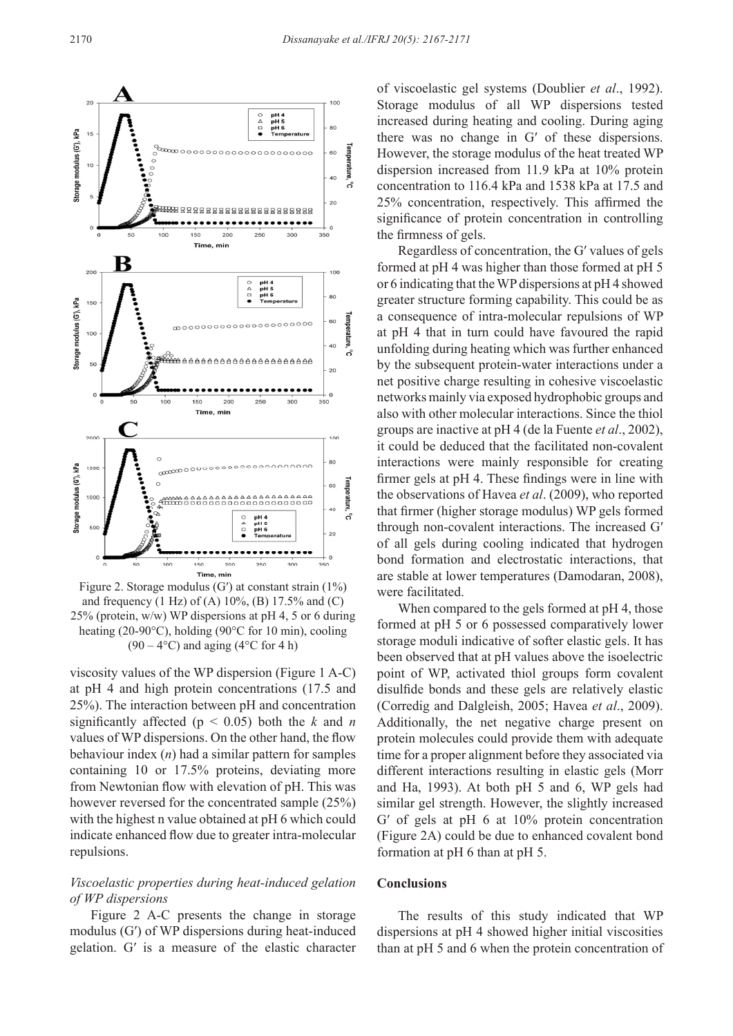Figure 2. Storage modulus (G′) at constant strain (1%) and frequency (1 Hz) of (A) 10%, (B) 17.5% and (C) 25% (protein, w/w) WP dispersions at pH 4, 5 or 6 during heating (20-90°C), holding (90°C for 10 min), cooling (90 – 4°C) and aging (4°C for 4 h)

viscosity values of the WP dispersion (Figure 1 A-C) at pH 4 and high protein concentrations (17.5 and 25%). The interaction between pH and concentration significantly affected ($p < 0.05$) both the $k$ and $n$ values of WP dispersions. On the other hand, the flow behaviour index ($n$) had a similar pattern for samples containing 10 or 17.5% proteins, deviating more from Newtonian flow with elevation of pH. This was however reversed for the concentrated sample (25%) with the highest n value obtained at pH 6 which could indicate enhanced flow due to greater intra-molecular repulsions.

### *Viscoelastic properties during heat-induced gelation of WP dispersions*

Figure 2 A-C presents the change in storage modulus (G′) of WP dispersions during heat-induced gelation. G′ is a measure of the elastic character of viscoelastic gel systems (Doublier *et al*., 1992). Storage modulus of all WP dispersions tested increased during heating and cooling. During aging there was no change in G′ of these dispersions. However, the storage modulus of the heat treated WP dispersion increased from 11.9 kPa at 10% protein concentration to 116.4 kPa and 1538 kPa at 17.5 and 25% concentration, respectively. This affirmed the significance of protein concentration in controlling the firmness of gels.

Regardless of concentration, the G′ values of gels formed at pH 4 was higher than those formed at pH 5 or 6 indicating that the WP dispersions at pH 4 showed greater structure forming capability. This could be as a consequence of intra-molecular repulsions of WP at pH 4 that in turn could have favoured the rapid unfolding during heating which was further enhanced by the subsequent protein-water interactions under a net positive charge resulting in cohesive viscoelastic networks mainly via exposed hydrophobic groups and also with other molecular interactions. Since the thiol groups are inactive at pH 4 (de la Fuente *et al*., 2002), it could be deduced that the facilitated non-covalent interactions were mainly responsible for creating firmer gels at pH 4. These findings were in line with the observations of Havea *et al*. (2009), who reported that firmer (higher storage modulus) WP gels formed through non-covalent interactions. The increased G′ of all gels during cooling indicated that hydrogen bond formation and electrostatic interactions, that are stable at lower temperatures (Damodaran, 2008), were facilitated.

When compared to the gels formed at pH 4, those formed at pH 5 or 6 possessed comparatively lower storage moduli indicative of softer elastic gels. It has been observed that at pH values above the isoelectric point of WP, activated thiol groups form covalent disulfide bonds and these gels are relatively elastic (Corredig and Dalgleish, 2005; Havea *et al*., 2009). Additionally, the net negative charge present on protein molecules could provide them with adequate time for a proper alignment before they associated via different interactions resulting in elastic gels (Morr and Ha, 1993). At both pH 5 and 6, WP gels had similar gel strength. However, the slightly increased G′ of gels at pH 6 at 10% protein concentration (Figure 2A) could be due to enhanced covalent bond formation at pH 6 than at pH 5.

## Conclusions

The results of this study indicated that WP dispersions at pH 4 showed higher initial viscosities than at pH 5 and 6 when the protein concentration of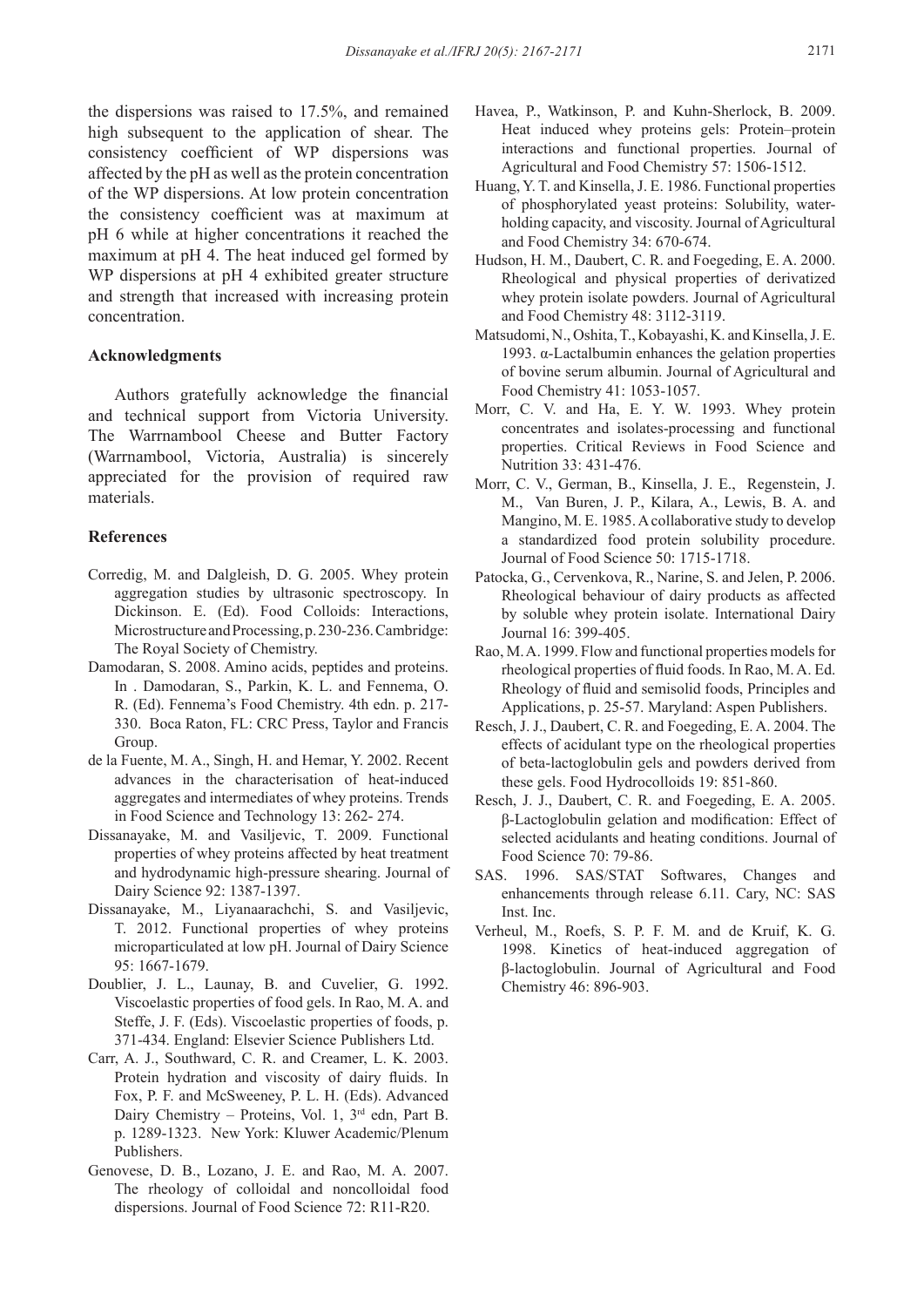the dispersions was raised to 17.5%, and remained high subsequent to the application of shear. The consistency coefficient of WP dispersions was affected by the pH as well as the protein concentration of the WP dispersions. At low protein concentration the consistency coefficient was at maximum at pH 6 while at higher concentrations it reached the maximum at pH 4. The heat induced gel formed by WP dispersions at pH 4 exhibited greater structure and strength that increased with increasing protein concentration.

## Acknowledgments

Authors gratefully acknowledge the financial and technical support from Victoria University. The Warrnambool Cheese and Butter Factory (Warrnambool, Victoria, Australia) is sincerely appreciated for the provision of required raw materials.

## References

Corredig, M. and Dalgleish, D. G. 2005. Whey protein aggregation studies by ultrasonic spectroscopy. In Dickinson. E. (Ed). Food Colloids: Interactions, Microstructure and Processing, p. 230-236. Cambridge: The Royal Society of Chemistry.

Damodaran, S. 2008. Amino acids, peptides and proteins. In . Damodaran, S., Parkin, K. L. and Fennema, O. R. (Ed). Fennema's Food Chemistry. 4th edn. p. 217-330. Boca Raton, FL: CRC Press, Taylor and Francis Group.

de la Fuente, M. A., Singh, H. and Hemar, Y. 2002. Recent advances in the characterisation of heat-induced aggregates and intermediates of whey proteins. Trends in Food Science and Technology 13: 262- 274.

Dissanayake, M. and Vasiljevic, T. 2009. Functional properties of whey proteins affected by heat treatment and hydrodynamic high-pressure shearing. Journal of Dairy Science 92: 1387-1397.

Dissanayake, M., Liyanaarachchi, S. and Vasiljevic, T. 2012. Functional properties of whey proteins microparticulated at low pH. Journal of Dairy Science 95: 1667-1679.

Doublier, J. L., Launay, B. and Cuvelier, G. 1992. Viscoelastic properties of food gels. In Rao, M. A. and Steffe, J. F. (Eds). Viscoelastic properties of foods, p. 371-434. England: Elsevier Science Publishers Ltd.

Carr, A. J., Southward, C. R. and Creamer, L. K. 2003. Protein hydration and viscosity of dairy fluids. In Fox, P. F. and McSweeney, P. L. H. (Eds). Advanced Dairy Chemistry – Proteins, Vol. 1, 3rd edn, Part B. p. 1289-1323. New York: Kluwer Academic/Plenum Publishers.

Genovese, D. B., Lozano, J. E. and Rao, M. A. 2007. The rheology of colloidal and noncolloidal food dispersions. Journal of Food Science 72: R11-R20.

Havea, P., Watkinson, P. and Kuhn-Sherlock, B. 2009. Heat induced whey proteins gels: Protein–protein interactions and functional properties. Journal of Agricultural and Food Chemistry 57: 1506-1512.

Huang, Y. T. and Kinsella, J. E. 1986. Functional properties of phosphorylated yeast proteins: Solubility, water-holding capacity, and viscosity. Journal of Agricultural and Food Chemistry 34: 670-674.

Hudson, H. M., Daubert, C. R. and Foegeding, E. A. 2000. Rheological and physical properties of derivatized whey protein isolate powders. Journal of Agricultural and Food Chemistry 48: 3112-3119.

Matsudomi, N., Oshita, T., Kobayashi, K. and Kinsella, J. E. 1993. α-Lactalbumin enhances the gelation properties of bovine serum albumin. Journal of Agricultural and Food Chemistry 41: 1053-1057.

Morr, C. V. and Ha, E. Y. W. 1993. Whey protein concentrates and isolates-processing and functional properties. Critical Reviews in Food Science and Nutrition 33: 431-476.

Morr, C. V., German, B., Kinsella, J. E., Regenstein, J. M., Van Buren, J. P., Kilara, A., Lewis, B. A. and Mangino, M. E. 1985. A collaborative study to develop a standardized food protein solubility procedure. Journal of Food Science 50: 1715-1718.

Patocka, G., Cervenkova, R., Narine, S. and Jelen, P. 2006. Rheological behaviour of dairy products as affected by soluble whey protein isolate. International Dairy Journal 16: 399-405.

Rao, M. A. 1999. Flow and functional properties models for rheological properties of fluid foods. In Rao, M. A. Ed. Rheology of fluid and semisolid foods, Principles and Applications, p. 25-57. Maryland: Aspen Publishers.

Resch, J. J., Daubert, C. R. and Foegeding, E. A. 2004. The effects of acidulant type on the rheological properties of beta-lactoglobulin gels and powders derived from these gels. Food Hydrocolloids 19: 851-860.

Resch, J. J., Daubert, C. R. and Foegeding, E. A. 2005. β-Lactoglobulin gelation and modification: Effect of selected acidulants and heating conditions. Journal of Food Science 70: 79-86.

SAS. 1996. SAS/STAT Softwares, Changes and enhancements through release 6.11. Cary, NC: SAS Inst. Inc.

Verheul, M., Roefs, S. P. F. M. and de Kruif, K. G. 1998. Kinetics of heat-induced aggregation of β-lactoglobulin. Journal of Agricultural and Food Chemistry 46: 896-903.